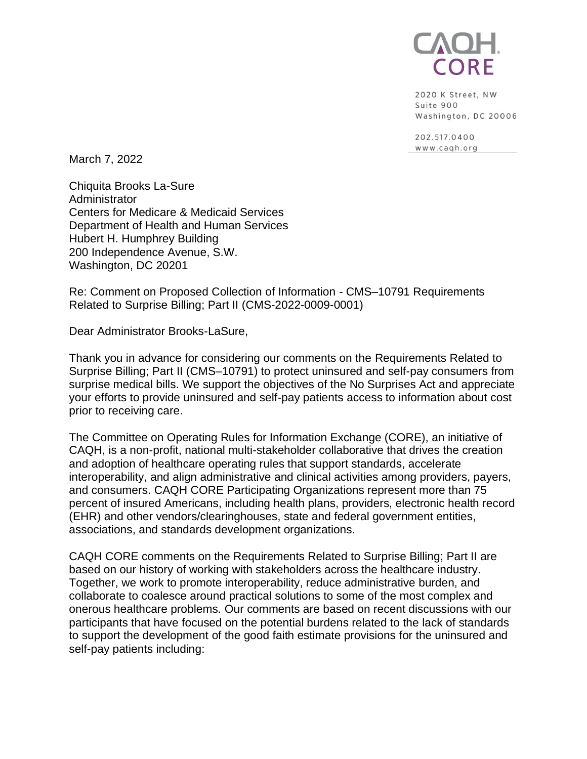CAQH CORE

2020 K Street, NW
Suite 900
Washington, DC 20006

202.517.0400
www.caqh.org

March 7, 2022

Chiquita Brooks La-Sure
Administrator
Centers for Medicare & Medicaid Services
Department of Health and Human Services
Hubert H. Humphrey Building
200 Independence Avenue, S.W.
Washington, DC 20201

Re: Comment on Proposed Collection of Information - CMS–10791 Requirements Related to Surprise Billing; Part II (CMS-2022-0009-0001)

Dear Administrator Brooks-LaSure,

Thank you in advance for considering our comments on the Requirements Related to Surprise Billing; Part II (CMS–10791) to protect uninsured and self-pay consumers from surprise medical bills. We support the objectives of the No Surprises Act and appreciate your efforts to provide uninsured and self-pay patients access to information about cost prior to receiving care.

The Committee on Operating Rules for Information Exchange (CORE), an initiative of CAQH, is a non-profit, national multi-stakeholder collaborative that drives the creation and adoption of healthcare operating rules that support standards, accelerate interoperability, and align administrative and clinical activities among providers, payers, and consumers. CAQH CORE Participating Organizations represent more than 75 percent of insured Americans, including health plans, providers, electronic health record (EHR) and other vendors/clearinghouses, state and federal government entities, associations, and standards development organizations.

CAQH CORE comments on the Requirements Related to Surprise Billing; Part II are based on our history of working with stakeholders across the healthcare industry. Together, we work to promote interoperability, reduce administrative burden, and collaborate to coalesce around practical solutions to some of the most complex and onerous healthcare problems. Our comments are based on recent discussions with our participants that have focused on the potential burdens related to the lack of standards to support the development of the good faith estimate provisions for the uninsured and self-pay patients including: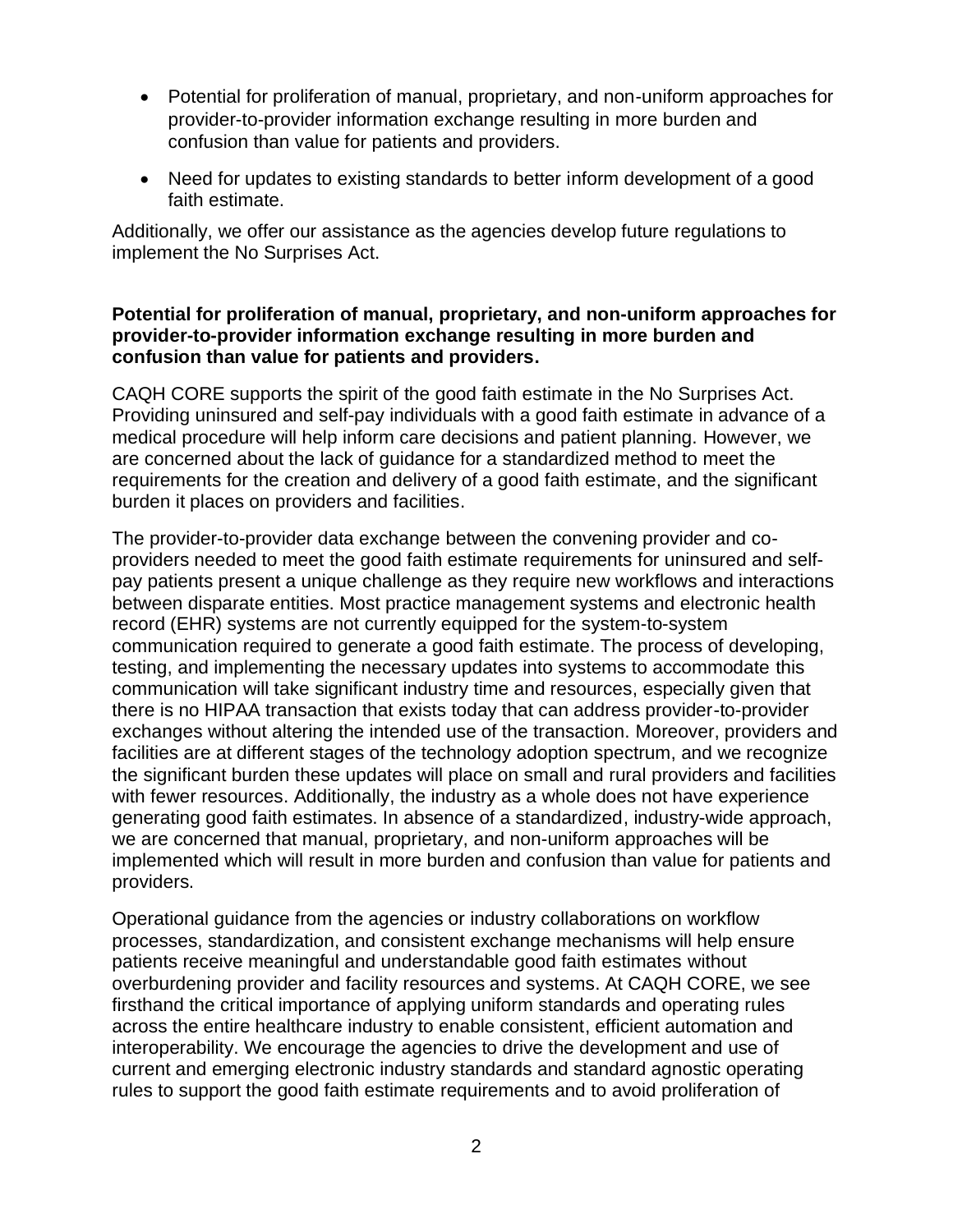- Potential for proliferation of manual, proprietary, and non-uniform approaches for provider-to-provider information exchange resulting in more burden and confusion than value for patients and providers.
- Need for updates to existing standards to better inform development of a good faith estimate.

Additionally, we offer our assistance as the agencies develop future regulations to implement the No Surprises Act.

**Potential for proliferation of manual, proprietary, and non-uniform approaches for provider-to-provider information exchange resulting in more burden and confusion than value for patients and providers.**

CAQH CORE supports the spirit of the good faith estimate in the No Surprises Act. Providing uninsured and self-pay individuals with a good faith estimate in advance of a medical procedure will help inform care decisions and patient planning. However, we are concerned about the lack of guidance for a standardized method to meet the requirements for the creation and delivery of a good faith estimate, and the significant burden it places on providers and facilities.

The provider-to-provider data exchange between the convening provider and co-providers needed to meet the good faith estimate requirements for uninsured and self-pay patients present a unique challenge as they require new workflows and interactions between disparate entities. Most practice management systems and electronic health record (EHR) systems are not currently equipped for the system-to-system communication required to generate a good faith estimate. The process of developing, testing, and implementing the necessary updates into systems to accommodate this communication will take significant industry time and resources, especially given that there is no HIPAA transaction that exists today that can address provider-to-provider exchanges without altering the intended use of the transaction. Moreover, providers and facilities are at different stages of the technology adoption spectrum, and we recognize the significant burden these updates will place on small and rural providers and facilities with fewer resources. Additionally, the industry as a whole does not have experience generating good faith estimates. In absence of a standardized, industry-wide approach, we are concerned that manual, proprietary, and non-uniform approaches will be implemented which will result in more burden and confusion than value for patients and providers.

Operational guidance from the agencies or industry collaborations on workflow processes, standardization, and consistent exchange mechanisms will help ensure patients receive meaningful and understandable good faith estimates without overburdening provider and facility resources and systems. At CAQH CORE, we see firsthand the critical importance of applying uniform standards and operating rules across the entire healthcare industry to enable consistent, efficient automation and interoperability. We encourage the agencies to drive the development and use of current and emerging electronic industry standards and standard agnostic operating rules to support the good faith estimate requirements and to avoid proliferation of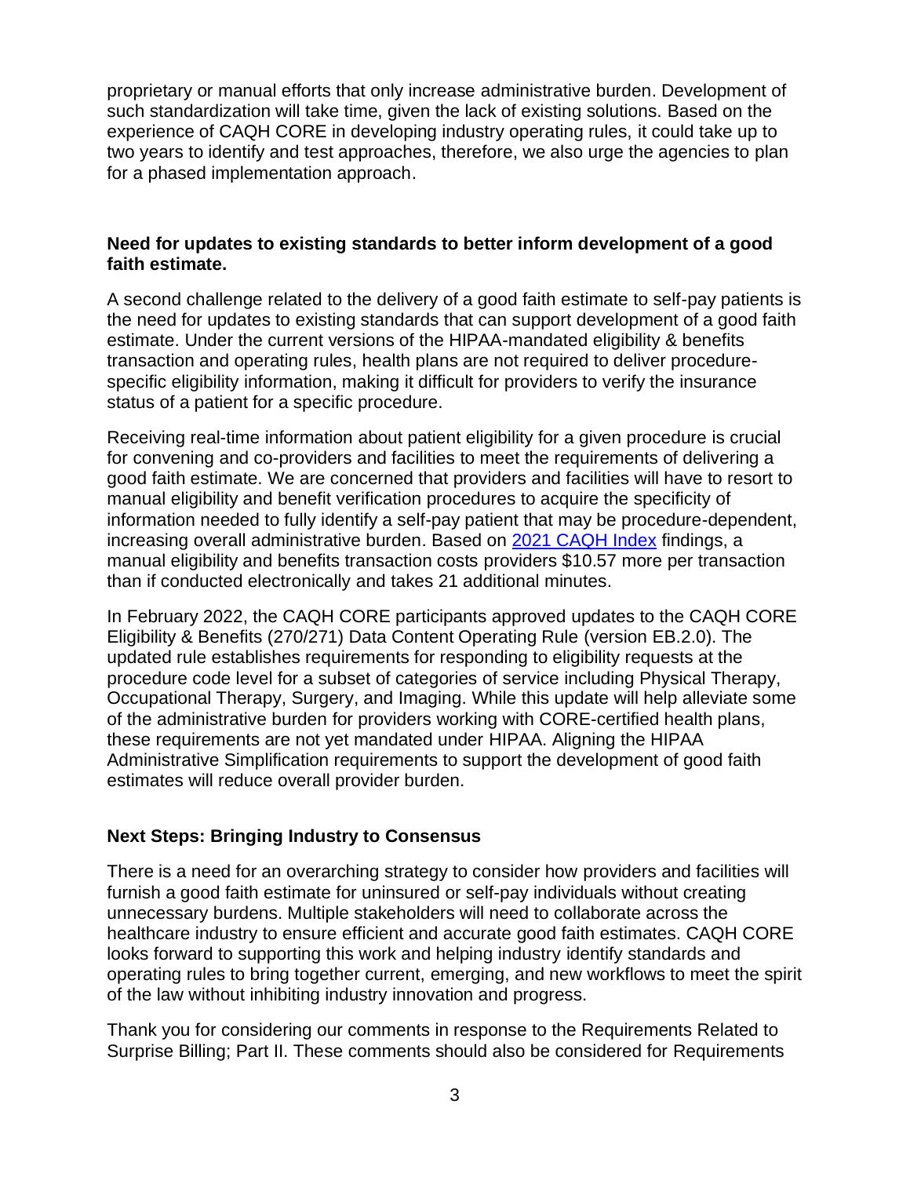proprietary or manual efforts that only increase administrative burden. Development of such standardization will take time, given the lack of existing solutions. Based on the experience of CAQH CORE in developing industry operating rules, it could take up to two years to identify and test approaches, therefore, we also urge the agencies to plan for a phased implementation approach.

**Need for updates to existing standards to better inform development of a good faith estimate.**

A second challenge related to the delivery of a good faith estimate to self-pay patients is the need for updates to existing standards that can support development of a good faith estimate. Under the current versions of the HIPAA-mandated eligibility & benefits transaction and operating rules, health plans are not required to deliver procedure-specific eligibility information, making it difficult for providers to verify the insurance status of a patient for a specific procedure.

Receiving real-time information about patient eligibility for a given procedure is crucial for convening and co-providers and facilities to meet the requirements of delivering a good faith estimate. We are concerned that providers and facilities will have to resort to manual eligibility and benefit verification procedures to acquire the specificity of information needed to fully identify a self-pay patient that may be procedure-dependent, increasing overall administrative burden. Based on 2021 CAQH Index findings, a manual eligibility and benefits transaction costs providers $10.57 more per transaction than if conducted electronically and takes 21 additional minutes.

In February 2022, the CAQH CORE participants approved updates to the CAQH CORE Eligibility & Benefits (270/271) Data Content Operating Rule (version EB.2.0). The updated rule establishes requirements for responding to eligibility requests at the procedure code level for a subset of categories of service including Physical Therapy, Occupational Therapy, Surgery, and Imaging. While this update will help alleviate some of the administrative burden for providers working with CORE-certified health plans, these requirements are not yet mandated under HIPAA. Aligning the HIPAA Administrative Simplification requirements to support the development of good faith estimates will reduce overall provider burden.

## Next Steps: Bringing Industry to Consensus

There is a need for an overarching strategy to consider how providers and facilities will furnish a good faith estimate for uninsured or self-pay individuals without creating unnecessary burdens. Multiple stakeholders will need to collaborate across the healthcare industry to ensure efficient and accurate good faith estimates. CAQH CORE looks forward to supporting this work and helping industry identify standards and operating rules to bring together current, emerging, and new workflows to meet the spirit of the law without inhibiting industry innovation and progress.

Thank you for considering our comments in response to the Requirements Related to Surprise Billing; Part II. These comments should also be considered for Requirements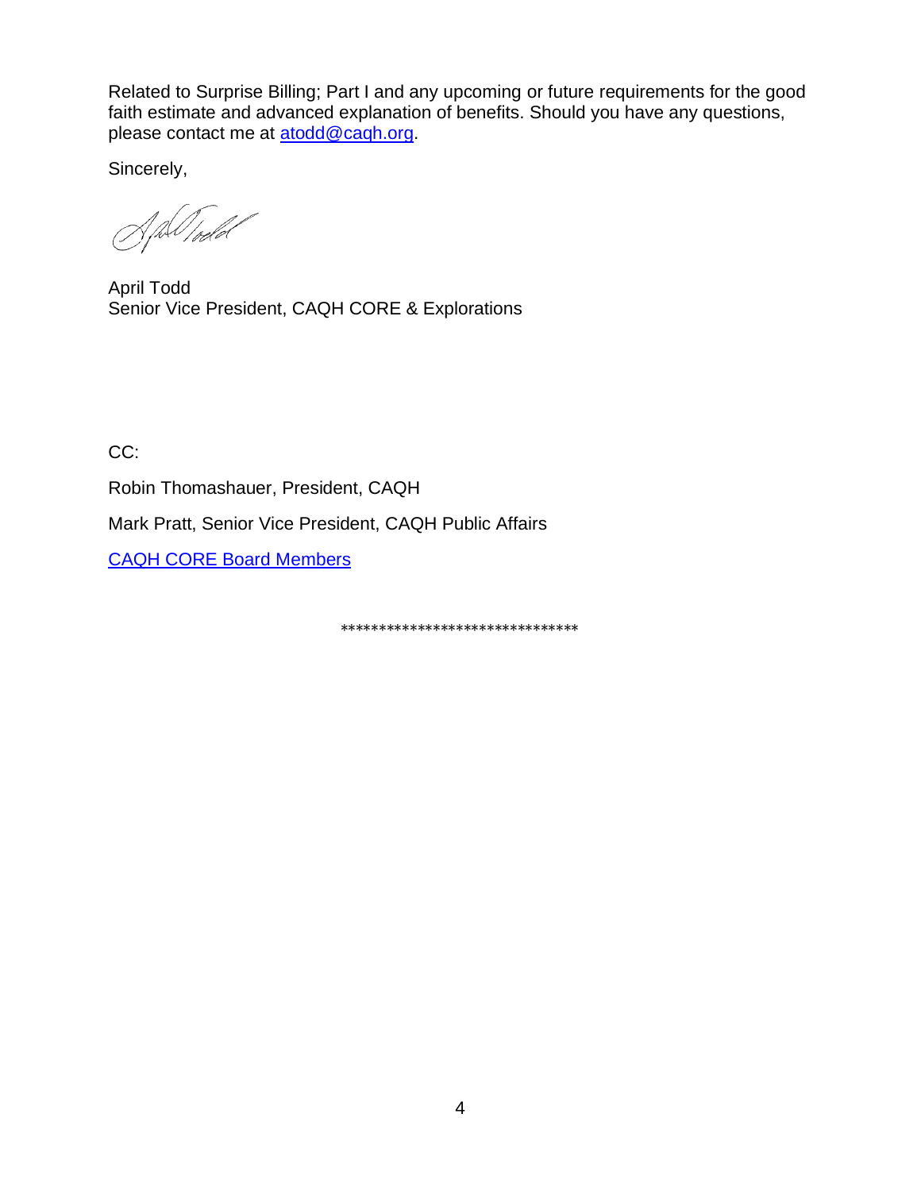Related to Surprise Billing; Part I and any upcoming or future requirements for the good faith estimate and advanced explanation of benefits. Should you have any questions, please contact me at atodd@caqh.org.

Sincerely,

April Todd
Senior Vice President, CAQH CORE & Explorations

CC:

Robin Thomashauer, President, CAQH

Mark Pratt, Senior Vice President, CAQH Public Affairs

CAQH CORE Board Members

******************************